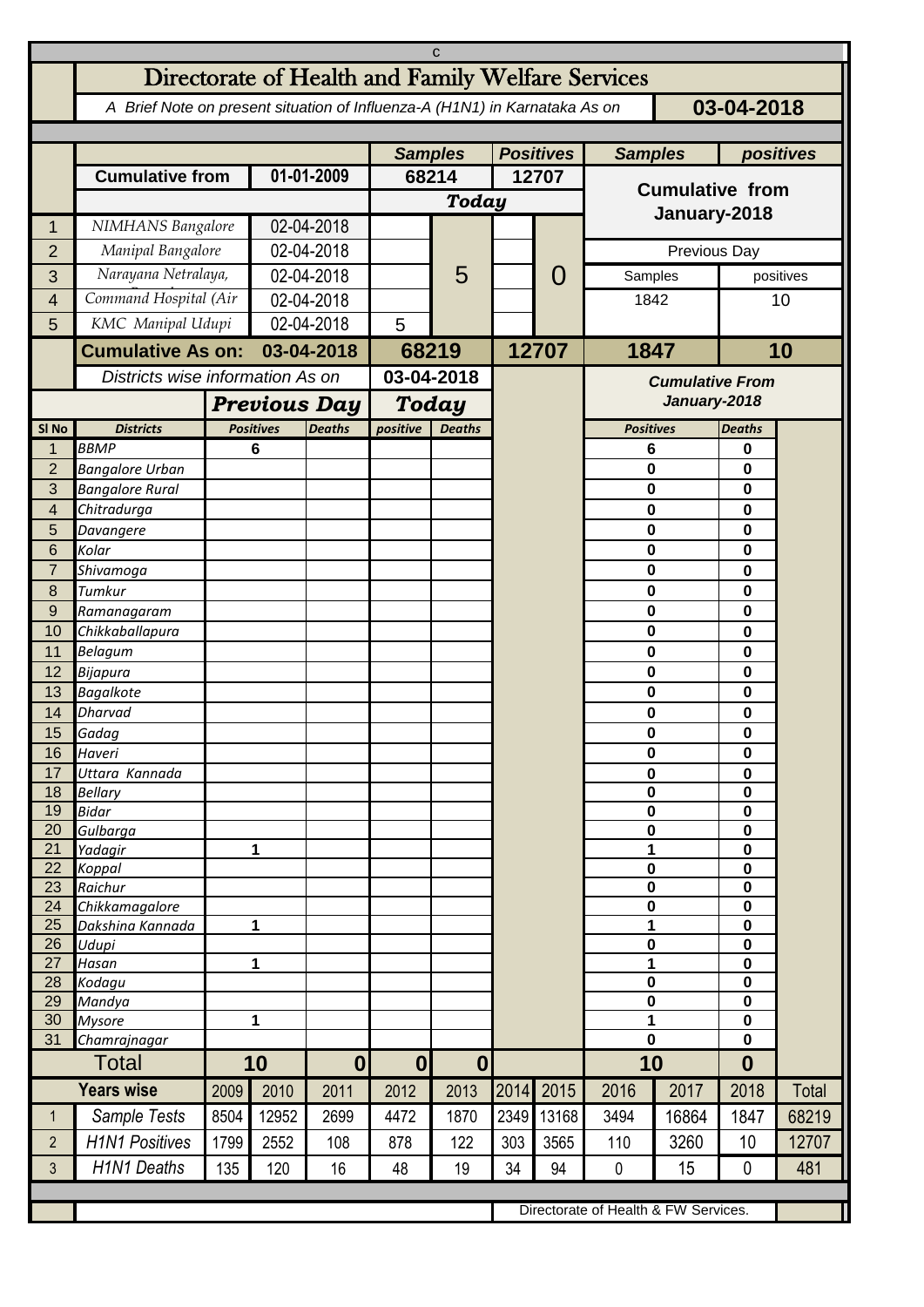# Directorate of Health and Family Welfare Services

*A Brief Note on present situation of Influenza-A (H1N1) in Karnataka As on* **03-04-2018**

| | | | Samples | | Positives | | Samples | positives |
|---|---|---|---|---|---|---|---|---|
| | **Cumulative from** | **01-01-2009** | **68214** | | **12707** | | **Cumulative from January-2018** | |
| | | | ***Today*** | | | | | |
| 1 | *NIMHANS Bangalore* | 02-04-2018 | | 5 | | 0 | | |
| 2 | *Manipal Bangalore* | 02-04-2018 | | | | | Previous Day | |
| 3 | *Narayana Netralaya,* | 02-04-2018 | | | | | Samples | positives |
| 4 | *Command Hospital (Air* | 02-04-2018 | | | | | 1842 | 10 |
| 5 | *KMC Manipal Udupi* | 02-04-2018 | 5 | | | | | |
| | **Cumulative As on:** | **03-04-2018** | **68219** | | **12707** | | **1847** | **10** |

*Districts wise information As on* **03-04-2018**

| Sl No | Districts | Previous Day Positives | Previous Day Deaths | Today positive | Today Deaths | Cumulative From January-2018 Positives | Cumulative From January-2018 Deaths |
|---|---|---|---|---|---|---|---|
| 1 | *BBMP* | 6 | | | | 6 | 0 |
| 2 | *Bangalore Urban* | | | | | 0 | 0 |
| 3 | *Bangalore Rural* | | | | | 0 | 0 |
| 4 | *Chitradurga* | | | | | 0 | 0 |
| 5 | *Davangere* | | | | | 0 | 0 |
| 6 | *Kolar* | | | | | 0 | 0 |
| 7 | *Shivamoga* | | | | | 0 | 0 |
| 8 | *Tumkur* | | | | | 0 | 0 |
| 9 | *Ramanagaram* | | | | | 0 | 0 |
| 10 | *Chikkaballapura* | | | | | 0 | 0 |
| 11 | *Belagum* | | | | | 0 | 0 |
| 12 | *Bijapura* | | | | | 0 | 0 |
| 13 | *Bagalkote* | | | | | 0 | 0 |
| 14 | *Dharvad* | | | | | 0 | 0 |
| 15 | *Gadag* | | | | | 0 | 0 |
| 16 | *Haveri* | | | | | 0 | 0 |
| 17 | *Uttara Kannada* | | | | | 0 | 0 |
| 18 | *Bellary* | | | | | 0 | 0 |
| 19 | *Bidar* | | | | | 0 | 0 |
| 20 | *Gulbarga* | | | | | 0 | 0 |
| 21 | *Yadagir* | 1 | | | | 1 | 0 |
| 22 | *Koppal* | | | | | 0 | 0 |
| 23 | *Raichur* | | | | | 0 | 0 |
| 24 | *Chikkamagalore* | | | | | 0 | 0 |
| 25 | *Dakshina Kannada* | 1 | | | | 1 | 0 |
| 26 | *Udupi* | | | | | 0 | 0 |
| 27 | *Hasan* | 1 | | | | 1 | 0 |
| 28 | *Kodagu* | | | | | 0 | 0 |
| 29 | *Mandya* | | | | | 0 | 0 |
| 30 | *Mysore* | 1 | | | | 1 | 0 |
| 31 | *Chamrajnagar* | | | | | 0 | 0 |
| | **Total** | **10** | **0** | **0** | **0** | **10** | **0** |

| | Years wise | 2009 | 2010 | 2011 | 2012 | 2013 | 2014 | 2015 | 2016 | 2017 | 2018 | Total |
|---|---|---|---|---|---|---|---|---|---|---|---|---|
| 1 | *Sample Tests* | 8504 | 12952 | 2699 | 4472 | 1870 | 2349 | 13168 | 3494 | 16864 | 1847 | 68219 |
| 2 | *H1N1 Positives* | 1799 | 2552 | 108 | 878 | 122 | 303 | 3565 | 110 | 3260 | 10 | 12707 |
| 3 | *H1N1 Deaths* | 135 | 120 | 16 | 48 | 19 | 34 | 94 | 0 | 15 | 0 | 481 |

Directorate of Health & FW Services.